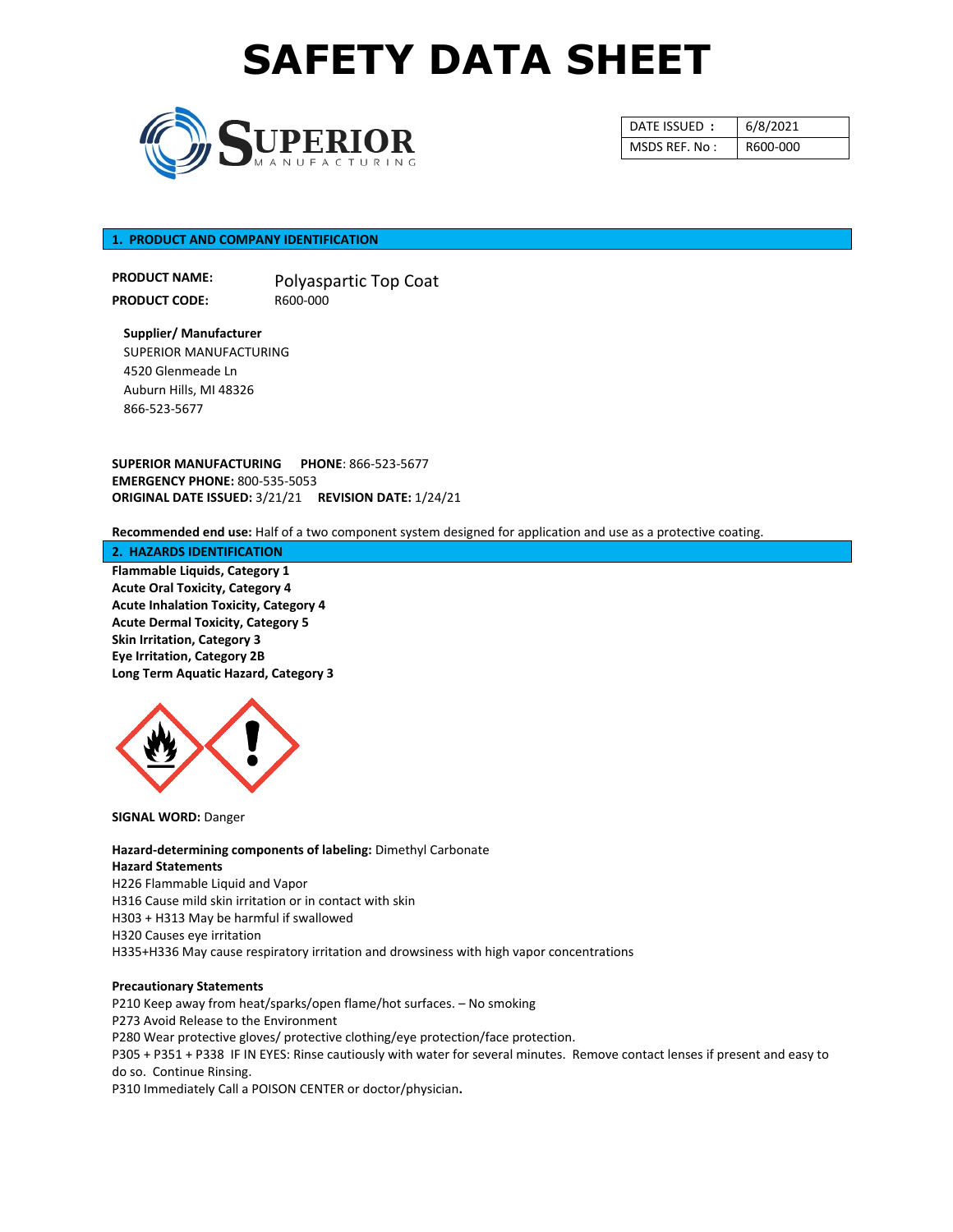# SAFETY DATA SHEET

SUPERIOR MANUFACTURING

| DATE ISSUED : | 6/8/2021 |
| --- | --- |
| MSDS REF. No : | R600-000 |

## 1. PRODUCT AND COMPANY IDENTIFICATION

**PRODUCT NAME:** Polyaspartic Top Coat

**PRODUCT CODE:** R600-000

**Supplier/ Manufacturer**
SUPERIOR MANUFACTURING
4520 Glenmeade Ln
Auburn Hills, MI 48326
866-523-5677

**SUPERIOR MANUFACTURING** **PHONE**: 866-523-5677
**EMERGENCY PHONE:** 800-535-5053
**ORIGINAL DATE ISSUED:** 3/21/21 **REVISION DATE:** 1/24/21

**Recommended end use:** Half of a two component system designed for application and use as a protective coating.

## 2. HAZARDS IDENTIFICATION

**Flammable Liquids, Category 1**
**Acute Oral Toxicity, Category 4**
**Acute Inhalation Toxicity, Category 4**
**Acute Dermal Toxicity, Category 5**
**Skin Irritation, Category 3**
**Eye Irritation, Category 2B**
**Long Term Aquatic Hazard, Category 3**

**SIGNAL WORD:** Danger

**Hazard-determining components of labeling:** Dimethyl Carbonate

**Hazard Statements**
H226 Flammable Liquid and Vapor
H316 Cause mild skin irritation or in contact with skin
H303 + H313 May be harmful if swallowed
H320 Causes eye irritation
H335+H336 May cause respiratory irritation and drowsiness with high vapor concentrations

**Precautionary Statements**
P210 Keep away from heat/sparks/open flame/hot surfaces. – No smoking
P273 Avoid Release to the Environment
P280 Wear protective gloves/ protective clothing/eye protection/face protection.
P305 + P351 + P338 IF IN EYES: Rinse cautiously with water for several minutes. Remove contact lenses if present and easy to do so. Continue Rinsing.
P310 Immediately Call a POISON CENTER or doctor/physician.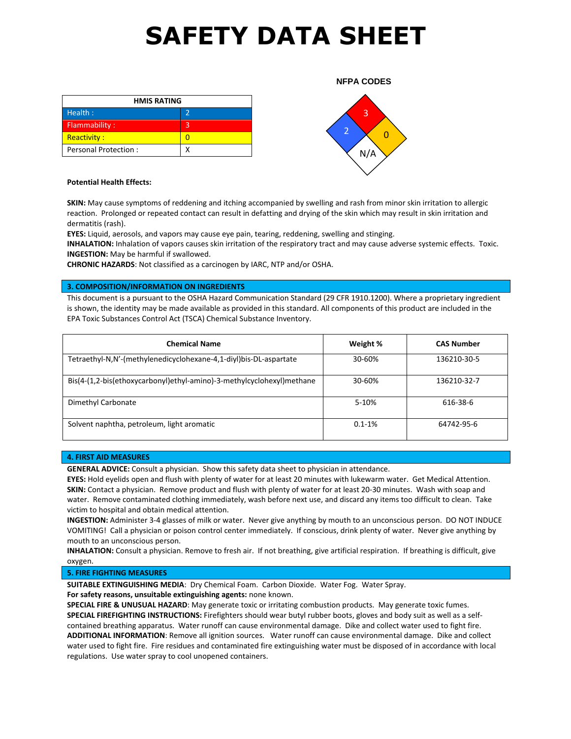# SAFETY DATA SHEET

| HMIS RATING | |
|---|---|
| Health : | 2 |
| Flammability : | 3 |
| Reactivity : | 0 |
| Personal Protection : | X |

**NFPA CODES**

Health: 2, Flammability: 3, Reactivity: 0, Special: N/A

**Potential Health Effects:**

**SKIN:** May cause symptoms of reddening and itching accompanied by swelling and rash from minor skin irritation to allergic reaction. Prolonged or repeated contact can result in defatting and drying of the skin which may result in skin irritation and dermatitis (rash).
**EYES:** Liquid, aerosols, and vapors may cause eye pain, tearing, reddening, swelling and stinging.
**INHALATION:** Inhalation of vapors causes skin irritation of the respiratory tract and may cause adverse systemic effects. Toxic.
**INGESTION:** May be harmful if swallowed.
**CHRONIC HAZARDS**: Not classified as a carcinogen by IARC, NTP and/or OSHA.

## 3. COMPOSITION/INFORMATION ON INGREDIENTS

This document is a pursuant to the OSHA Hazard Communication Standard (29 CFR 1910.1200). Where a proprietary ingredient is shown, the identity may be made available as provided in this standard. All components of this product are included in the EPA Toxic Substances Control Act (TSCA) Chemical Substance Inventory.

| Chemical Name | Weight % | CAS Number |
|---|---|---|
| Tetraethyl-N,N'-(methylenedicyclohexane-4,1-diyl)bis-DL-aspartate | 30-60% | 136210-30-5 |
| Bis(4-(1,2-bis(ethoxycarbonyl)ethyl-amino)-3-methylcyclohexyl)methane | 30-60% | 136210-32-7 |
| Dimethyl Carbonate | 5-10% | 616-38-6 |
| Solvent naphtha, petroleum, light aromatic | 0.1-1% | 64742-95-6 |

## 4. FIRST AID MEASURES

**GENERAL ADVICE:** Consult a physician. Show this safety data sheet to physician in attendance.
**EYES:** Hold eyelids open and flush with plenty of water for at least 20 minutes with lukewarm water. Get Medical Attention.
**SKIN:** Contact a physician. Remove product and flush with plenty of water for at least 20-30 minutes. Wash with soap and water. Remove contaminated clothing immediately, wash before next use, and discard any items too difficult to clean. Take victim to hospital and obtain medical attention.
**INGESTION:** Administer 3-4 glasses of milk or water. Never give anything by mouth to an unconscious person. DO NOT INDUCE VOMITING! Call a physician or poison control center immediately. If conscious, drink plenty of water. Never give anything by mouth to an unconscious person.
**INHALATION:** Consult a physician. Remove to fresh air. If not breathing, give artificial respiration. If breathing is difficult, give oxygen.

## 5. FIRE FIGHTING MEASURES

**SUITABLE EXTINGUISHING MEDIA**: Dry Chemical Foam. Carbon Dioxide. Water Fog. Water Spray.
**For safety reasons, unsuitable extinguishing agents:** none known.
**SPECIAL FIRE & UNUSUAL HAZARD**: May generate toxic or irritating combustion products. May generate toxic fumes.
**SPECIAL FIREFIGHTING INSTRUCTIONS:** Firefighters should wear butyl rubber boots, gloves and body suit as well as a self-contained breathing apparatus. Water runoff can cause environmental damage. Dike and collect water used to fight fire.
**ADDITIONAL INFORMATION**: Remove all ignition sources. Water runoff can cause environmental damage. Dike and collect water used to fight fire. Fire residues and contaminated fire extinguishing water must be disposed of in accordance with local regulations. Use water spray to cool unopened containers.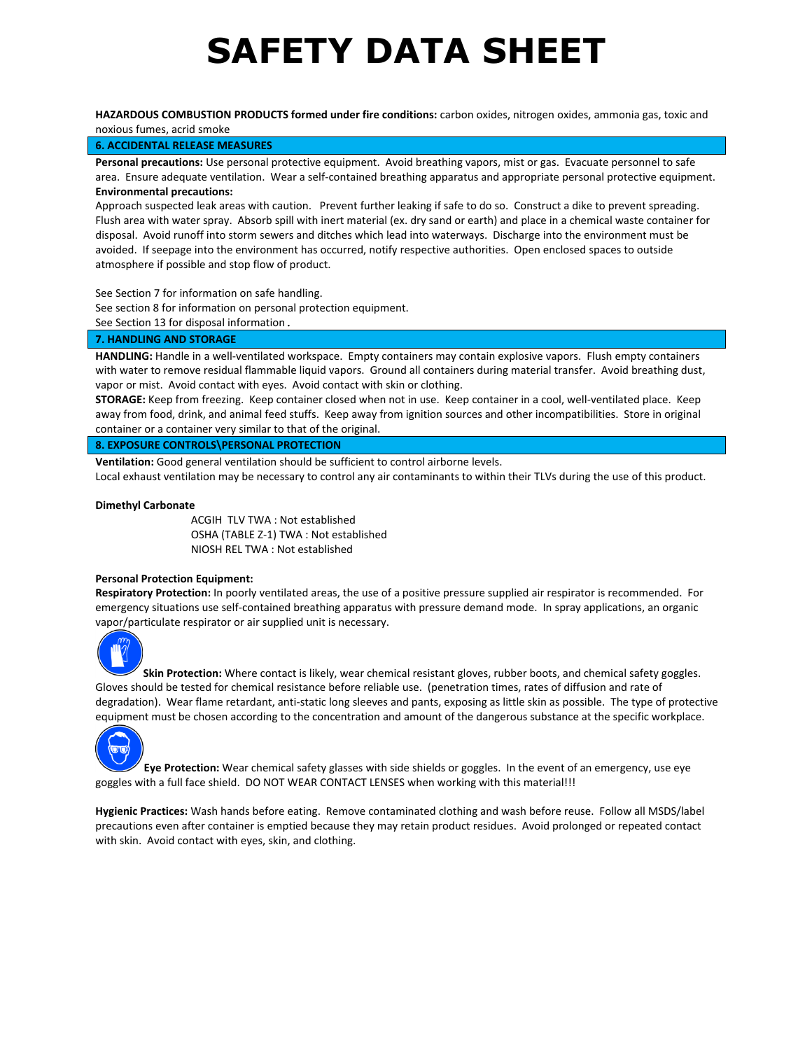# SAFETY DATA SHEET

**HAZARDOUS COMBUSTION PRODUCTS formed under fire conditions:** carbon oxides, nitrogen oxides, ammonia gas, toxic and noxious fumes, acrid smoke

## 6. ACCIDENTAL RELEASE MEASURES

**Personal precautions:** Use personal protective equipment. Avoid breathing vapors, mist or gas. Evacuate personnel to safe area. Ensure adequate ventilation. Wear a self-contained breathing apparatus and appropriate personal protective equipment.

**Environmental precautions:**

Approach suspected leak areas with caution. Prevent further leaking if safe to do so. Construct a dike to prevent spreading. Flush area with water spray. Absorb spill with inert material (ex. dry sand or earth) and place in a chemical waste container for disposal. Avoid runoff into storm sewers and ditches which lead into waterways. Discharge into the environment must be avoided. If seepage into the environment has occurred, notify respective authorities. Open enclosed spaces to outside atmosphere if possible and stop flow of product.

See Section 7 for information on safe handling.
See section 8 for information on personal protection equipment.
See Section 13 for disposal information.

## 7. HANDLING AND STORAGE

**HANDLING:** Handle in a well-ventilated workspace. Empty containers may contain explosive vapors. Flush empty containers with water to remove residual flammable liquid vapors. Ground all containers during material transfer. Avoid breathing dust, vapor or mist. Avoid contact with eyes. Avoid contact with skin or clothing.

**STORAGE:** Keep from freezing. Keep container closed when not in use. Keep container in a cool, well-ventilated place. Keep away from food, drink, and animal feed stuffs. Keep away from ignition sources and other incompatibilities. Store in original container or a container very similar to that of the original.

## 8. EXPOSURE CONTROLS\PERSONAL PROTECTION

**Ventilation:** Good general ventilation should be sufficient to control airborne levels.
Local exhaust ventilation may be necessary to control any air contaminants to within their TLVs during the use of this product.

**Dimethyl Carbonate**

ACGIH TLV TWA : Not established
OSHA (TABLE Z-1) TWA : Not established
NIOSH REL TWA : Not established

**Personal Protection Equipment:**

**Respiratory Protection:** In poorly ventilated areas, the use of a positive pressure supplied air respirator is recommended. For emergency situations use self-contained breathing apparatus with pressure demand mode. In spray applications, an organic vapor/particulate respirator or air supplied unit is necessary.

**Skin Protection:** Where contact is likely, wear chemical resistant gloves, rubber boots, and chemical safety goggles. Gloves should be tested for chemical resistance before reliable use. (penetration times, rates of diffusion and rate of degradation). Wear flame retardant, anti-static long sleeves and pants, exposing as little skin as possible. The type of protective equipment must be chosen according to the concentration and amount of the dangerous substance at the specific workplace.

**Eye Protection:** Wear chemical safety glasses with side shields or goggles. In the event of an emergency, use eye goggles with a full face shield. DO NOT WEAR CONTACT LENSES when working with this material!!!

**Hygienic Practices:** Wash hands before eating. Remove contaminated clothing and wash before reuse. Follow all MSDS/label precautions even after container is emptied because they may retain product residues. Avoid prolonged or repeated contact with skin. Avoid contact with eyes, skin, and clothing.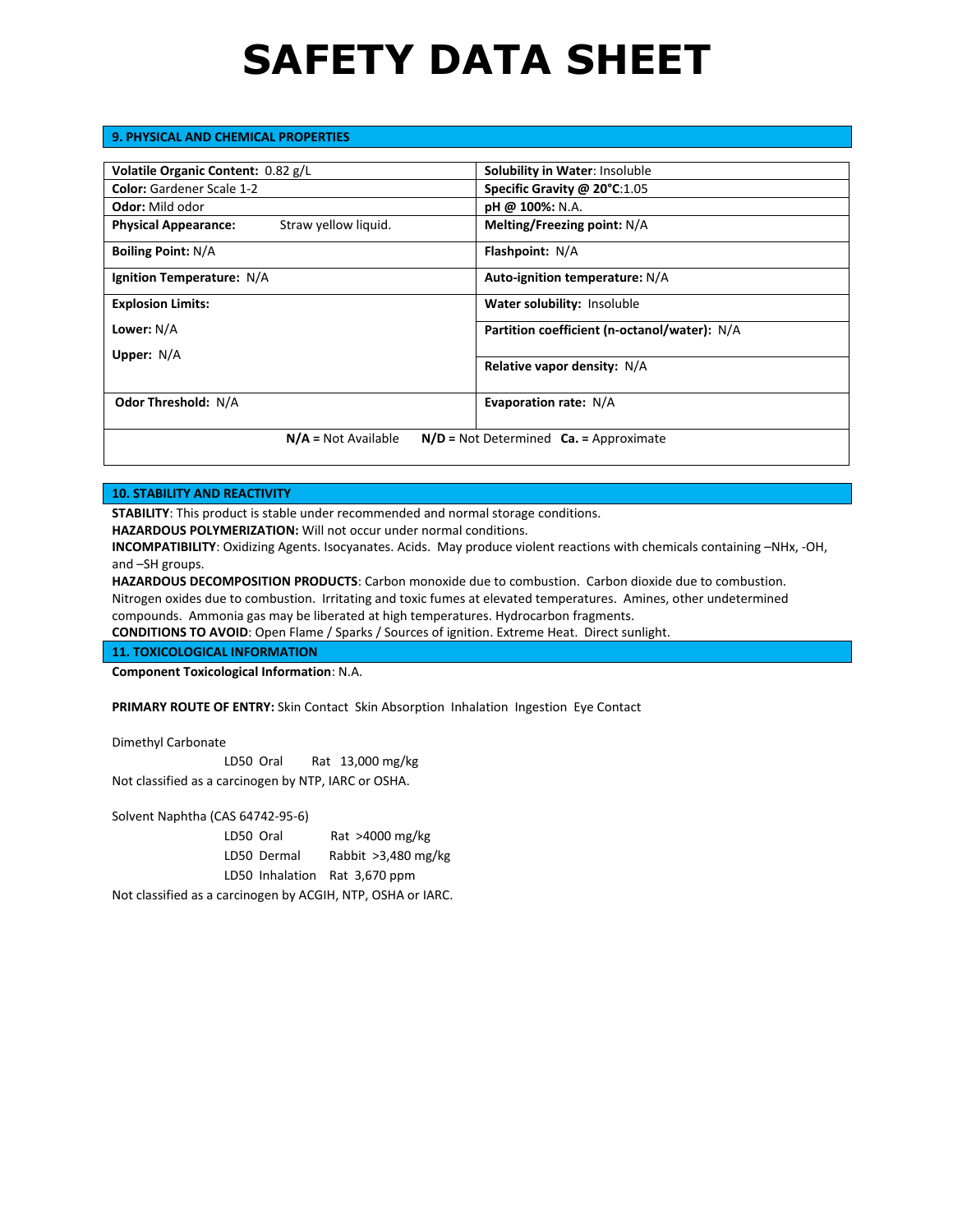# SAFETY DATA SHEET

## 9. PHYSICAL AND CHEMICAL PROPERTIES

| | |
|---|---|
| **Volatile Organic Content:** 0.82 g/L | **Solubility in Water**: Insoluble |
| **Color:** Gardener Scale 1-2 | **Specific Gravity @ 20°C**:1.05 |
| **Odor:** Mild odor | **pH @ 100%:** N.A. |
| **Physical Appearance:** Straw yellow liquid. | **Melting/Freezing point:** N/A |
| **Boiling Point:** N/A | **Flashpoint:** N/A |
| **Ignition Temperature:** N/A | **Auto-ignition temperature:** N/A |
| **Explosion Limits:** **Lower:** N/A **Upper:** N/A | **Water solubility:** Insoluble<br>**Partition coefficient (n-octanol/water):** N/A<br>**Relative vapor density:** N/A |
| **Odor Threshold:** N/A | **Evaporation rate:** N/A |

**N/A =** Not Available **N/D =** Not Determined **Ca. =** Approximate

## 10. STABILITY AND REACTIVITY

**STABILITY**: This product is stable under recommended and normal storage conditions.
**HAZARDOUS POLYMERIZATION:** Will not occur under normal conditions.
**INCOMPATIBILITY**: Oxidizing Agents. Isocyanates. Acids. May produce violent reactions with chemicals containing –NHx, -OH, and –SH groups.
**HAZARDOUS DECOMPOSITION PRODUCTS**: Carbon monoxide due to combustion. Carbon dioxide due to combustion. Nitrogen oxides due to combustion. Irritating and toxic fumes at elevated temperatures. Amines, other undetermined compounds. Ammonia gas may be liberated at high temperatures. Hydrocarbon fragments.
**CONDITIONS TO AVOID**: Open Flame / Sparks / Sources of ignition. Extreme Heat. Direct sunlight.

## 11. TOXICOLOGICAL INFORMATION

**Component Toxicological Information**: N.A.

**PRIMARY ROUTE OF ENTRY:** Skin Contact Skin Absorption Inhalation Ingestion Eye Contact

Dimethyl Carbonate

| | | |
|---|---|---|
| LD50 Oral | Rat | 13,000 mg/kg |

Not classified as a carcinogen by NTP, IARC or OSHA.

Solvent Naphtha (CAS 64742-95-6)

| | | |
|---|---|---|
| LD50 Oral | Rat | >4000 mg/kg |
| LD50 Dermal | Rabbit | >3,480 mg/kg |
| LD50 Inhalation | Rat | 3,670 ppm |

Not classified as a carcinogen by ACGIH, NTP, OSHA or IARC.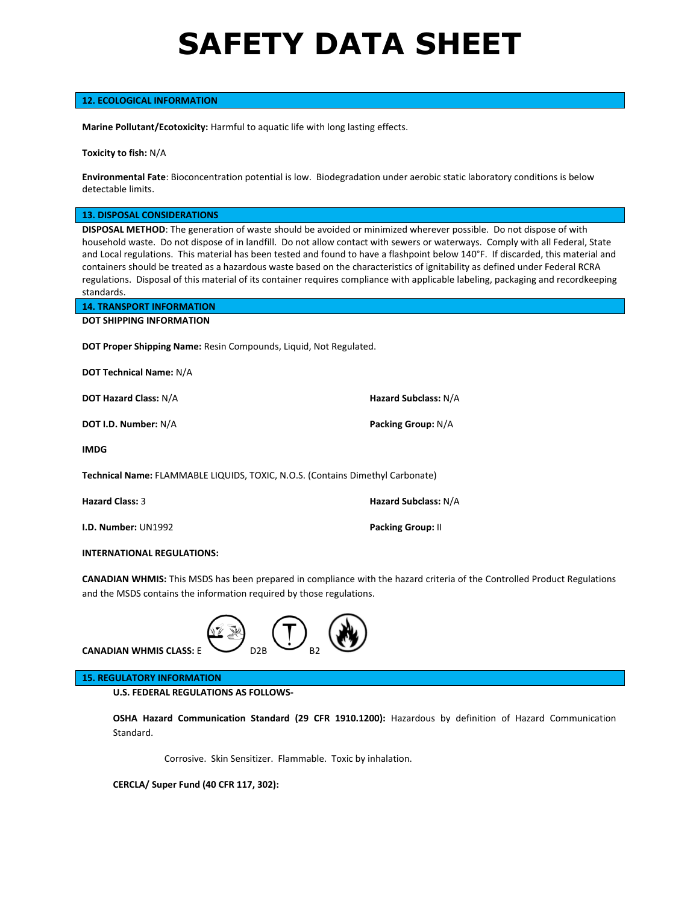# SAFETY DATA SHEET

## 12. ECOLOGICAL INFORMATION

**Marine Pollutant/Ecotoxicity:** Harmful to aquatic life with long lasting effects.

**Toxicity to fish:** N/A

**Environmental Fate**: Bioconcentration potential is low. Biodegradation under aerobic static laboratory conditions is below detectable limits.

## 13. DISPOSAL CONSIDERATIONS

**DISPOSAL METHOD**: The generation of waste should be avoided or minimized wherever possible. Do not dispose of with household waste. Do not dispose of in landfill. Do not allow contact with sewers or waterways. Comply with all Federal, State and Local regulations. This material has been tested and found to have a flashpoint below 140°F. If discarded, this material and containers should be treated as a hazardous waste based on the characteristics of ignitability as defined under Federal RCRA regulations. Disposal of this material of its container requires compliance with applicable labeling, packaging and recordkeeping standards.

## 14. TRANSPORT INFORMATION

**DOT SHIPPING INFORMATION**

**DOT Proper Shipping Name:** Resin Compounds, Liquid, Not Regulated.

**DOT Technical Name:** N/A

**DOT Hazard Class:** N/A

**Hazard Subclass:** N/A

**DOT I.D. Number:** N/A

**Packing Group:** N/A

**IMDG**

**Technical Name:** FLAMMABLE LIQUIDS, TOXIC, N.O.S. (Contains Dimethyl Carbonate)

**Hazard Class:** 3

**Hazard Subclass:** N/A

**I.D. Number:** UN1992

**Packing Group:** II

**INTERNATIONAL REGULATIONS:**

**CANADIAN WHMIS:** This MSDS has been prepared in compliance with the hazard criteria of the Controlled Product Regulations and the MSDS contains the information required by those regulations.

**CANADIAN WHMIS CLASS:** E D2B B2

## 15. REGULATORY INFORMATION

**U.S. FEDERAL REGULATIONS AS FOLLOWS-**

**OSHA Hazard Communication Standard (29 CFR 1910.1200):** Hazardous by definition of Hazard Communication Standard.

Corrosive. Skin Sensitizer. Flammable. Toxic by inhalation.

**CERCLA/ Super Fund (40 CFR 117, 302):**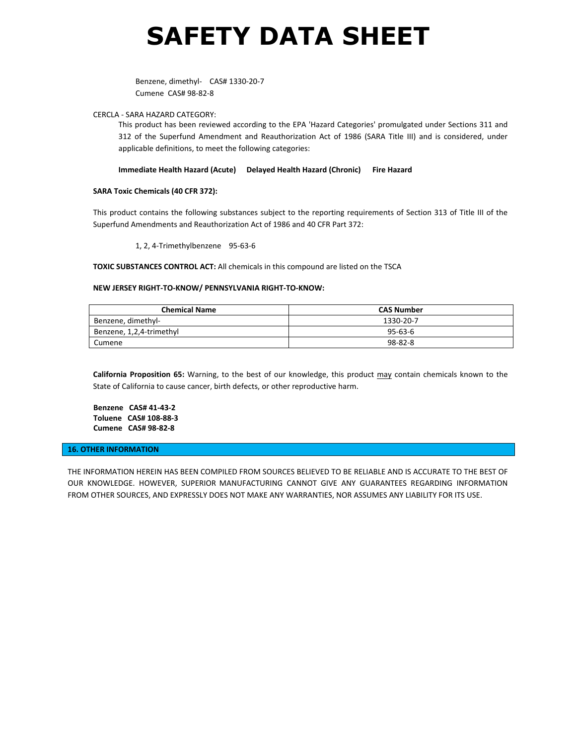# SAFETY DATA SHEET

Benzene, dimethyl- CAS# 1330-20-7
Cumene CAS# 98-82-8

CERCLA - SARA HAZARD CATEGORY:

This product has been reviewed according to the EPA 'Hazard Categories' promulgated under Sections 311 and 312 of the Superfund Amendment and Reauthorization Act of 1986 (SARA Title III) and is considered, under applicable definitions, to meet the following categories:

**Immediate Health Hazard (Acute) Delayed Health Hazard (Chronic) Fire Hazard**

**SARA Toxic Chemicals (40 CFR 372):**

This product contains the following substances subject to the reporting requirements of Section 313 of Title III of the Superfund Amendments and Reauthorization Act of 1986 and 40 CFR Part 372:

1, 2, 4-Trimethylbenzene 95-63-6

**TOXIC SUBSTANCES CONTROL ACT:** All chemicals in this compound are listed on the TSCA

**NEW JERSEY RIGHT-TO-KNOW/ PENNSYLVANIA RIGHT-TO-KNOW:**

| Chemical Name | CAS Number |
|---|---|
| Benzene, dimethyl- | 1330-20-7 |
| Benzene, 1,2,4-trimethyl | 95-63-6 |
| Cumene | 98-82-8 |

**California Proposition 65:** Warning, to the best of our knowledge, this product may contain chemicals known to the State of California to cause cancer, birth defects, or other reproductive harm.

**Benzene CAS# 41-43-2**
**Toluene CAS# 108-88-3**
**Cumene CAS# 98-82-8**

## 16. OTHER INFORMATION

THE INFORMATION HEREIN HAS BEEN COMPILED FROM SOURCES BELIEVED TO BE RELIABLE AND IS ACCURATE TO THE BEST OF OUR KNOWLEDGE. HOWEVER, SUPERIOR MANUFACTURING CANNOT GIVE ANY GUARANTEES REGARDING INFORMATION FROM OTHER SOURCES, AND EXPRESSLY DOES NOT MAKE ANY WARRANTIES, NOR ASSUMES ANY LIABILITY FOR ITS USE.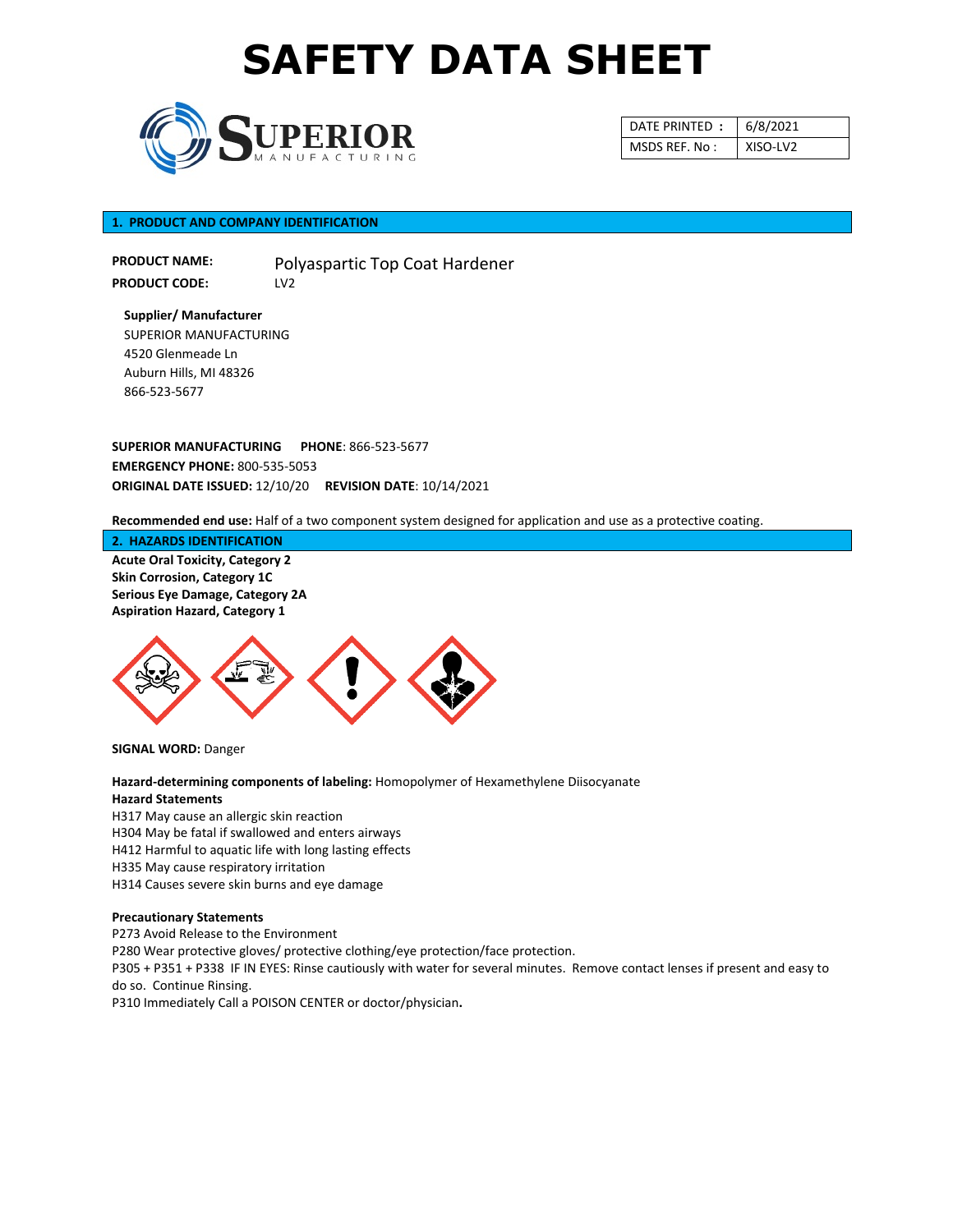# SAFETY DATA SHEET

SUPERIOR MANUFACTURING

| DATE PRINTED : | 6/8/2021 |
| --- | --- |
| MSDS REF. No : | XISO-LV2 |

## 1. PRODUCT AND COMPANY IDENTIFICATION

**PRODUCT NAME:** Polyaspartic Top Coat Hardener

**PRODUCT CODE:** LV2

**Supplier/ Manufacturer**
SUPERIOR MANUFACTURING
4520 Glenmeade Ln
Auburn Hills, MI 48326
866-523-5677

**SUPERIOR MANUFACTURING** **PHONE**: 866-523-5677
**EMERGENCY PHONE:** 800-535-5053
**ORIGINAL DATE ISSUED:** 12/10/20 **REVISION DATE**: 10/14/2021

**Recommended end use:** Half of a two component system designed for application and use as a protective coating.

## 2. HAZARDS IDENTIFICATION

**Acute Oral Toxicity, Category 2**
**Skin Corrosion, Category 1C**
**Serious Eye Damage, Category 2A**
**Aspiration Hazard, Category 1**

**SIGNAL WORD:** Danger

**Hazard-determining components of labeling:** Homopolymer of Hexamethylene Diisocyanate

**Hazard Statements**

H317 May cause an allergic skin reaction
H304 May be fatal if swallowed and enters airways
H412 Harmful to aquatic life with long lasting effects
H335 May cause respiratory irritation
H314 Causes severe skin burns and eye damage

**Precautionary Statements**

P273 Avoid Release to the Environment
P280 Wear protective gloves/ protective clothing/eye protection/face protection.
P305 + P351 + P338 IF IN EYES: Rinse cautiously with water for several minutes. Remove contact lenses if present and easy to do so. Continue Rinsing.
P310 Immediately Call a POISON CENTER or doctor/physician**.**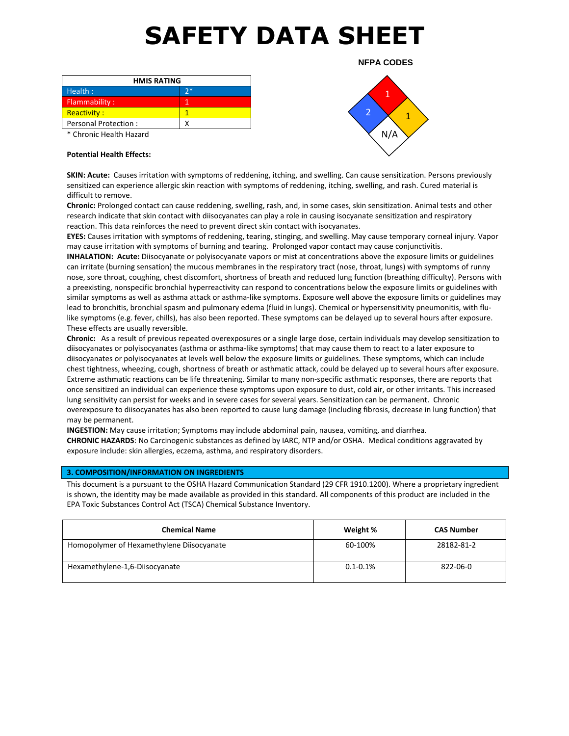# SAFETY DATA SHEET

| HMIS RATING | |
|---|---|
| Health : | 2* |
| Flammability : | 1 |
| Reactivity : | 1 |
| Personal Protection : | X |

* Chronic Health Hazard

**NFPA CODES**

Flammability: 1
Health: 2
Reactivity: 1
Special: N/A

**Potential Health Effects:**

**SKIN: Acute:** Causes irritation with symptoms of reddening, itching, and swelling. Can cause sensitization. Persons previously sensitized can experience allergic skin reaction with symptoms of reddening, itching, swelling, and rash. Cured material is difficult to remove.

**Chronic:** Prolonged contact can cause reddening, swelling, rash, and, in some cases, skin sensitization. Animal tests and other research indicate that skin contact with diisocyanates can play a role in causing isocyanate sensitization and respiratory reaction. This data reinforces the need to prevent direct skin contact with isocyanates.

**EYES:** Causes irritation with symptoms of reddening, tearing, stinging, and swelling. May cause temporary corneal injury. Vapor may cause irritation with symptoms of burning and tearing. Prolonged vapor contact may cause conjunctivitis.

**INHALATION: Acute:** Diisocyanate or polyisocyanate vapors or mist at concentrations above the exposure limits or guidelines can irritate (burning sensation) the mucous membranes in the respiratory tract (nose, throat, lungs) with symptoms of runny nose, sore throat, coughing, chest discomfort, shortness of breath and reduced lung function (breathing difficulty). Persons with a preexisting, nonspecific bronchial hyperreactivity can respond to concentrations below the exposure limits or guidelines with similar symptoms as well as asthma attack or asthma-like symptoms. Exposure well above the exposure limits or guidelines may lead to bronchitis, bronchial spasm and pulmonary edema (fluid in lungs). Chemical or hypersensitivity pneumonitis, with flu-like symptoms (e.g. fever, chills), has also been reported. These symptoms can be delayed up to several hours after exposure. These effects are usually reversible.

**Chronic:** As a result of previous repeated overexposures or a single large dose, certain individuals may develop sensitization to diisocyanates or polyisocyanates (asthma or asthma-like symptoms) that may cause them to react to a later exposure to diisocyanates or polyisocyanates at levels well below the exposure limits or guidelines. These symptoms, which can include chest tightness, wheezing, cough, shortness of breath or asthmatic attack, could be delayed up to several hours after exposure. Extreme asthmatic reactions can be life threatening. Similar to many non-specific asthmatic responses, there are reports that once sensitized an individual can experience these symptoms upon exposure to dust, cold air, or other irritants. This increased lung sensitivity can persist for weeks and in severe cases for several years. Sensitization can be permanent. Chronic overexposure to diisocyanates has also been reported to cause lung damage (including fibrosis, decrease in lung function) that may be permanent.

**INGESTION:** May cause irritation; Symptoms may include abdominal pain, nausea, vomiting, and diarrhea.

**CHRONIC HAZARDS**: No Carcinogenic substances as defined by IARC, NTP and/or OSHA. Medical conditions aggravated by exposure include: skin allergies, eczema, asthma, and respiratory disorders.

## 3. COMPOSITION/INFORMATION ON INGREDIENTS

This document is a pursuant to the OSHA Hazard Communication Standard (29 CFR 1910.1200). Where a proprietary ingredient is shown, the identity may be made available as provided in this standard. All components of this product are included in the EPA Toxic Substances Control Act (TSCA) Chemical Substance Inventory.

| Chemical Name | Weight % | CAS Number |
|---|---|---|
| Homopolymer of Hexamethylene Diisocyanate | 60-100% | 28182-81-2 |
| Hexamethylene-1,6-Diisocyanate | 0.1-0.1% | 822-06-0 |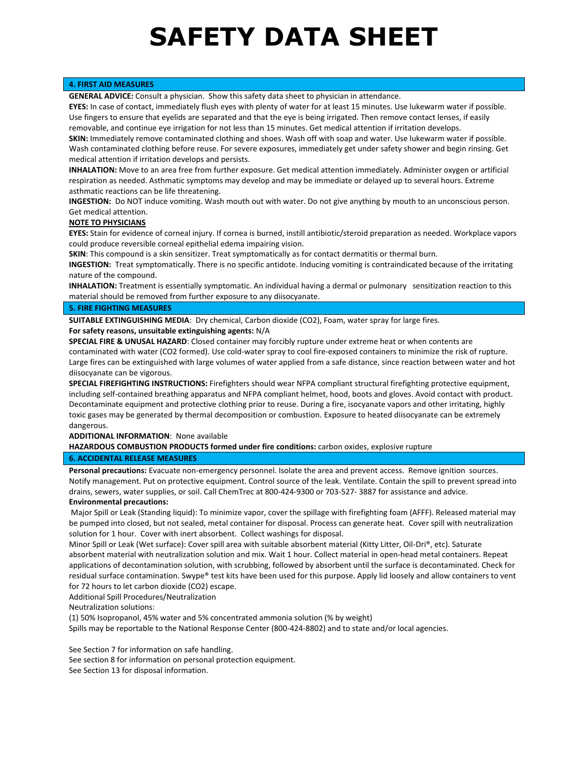# SAFETY DATA SHEET

## 4. FIRST AID MEASURES

**GENERAL ADVICE:** Consult a physician. Show this safety data sheet to physician in attendance.

**EYES:** In case of contact, immediately flush eyes with plenty of water for at least 15 minutes. Use lukewarm water if possible. Use fingers to ensure that eyelids are separated and that the eye is being irrigated. Then remove contact lenses, if easily removable, and continue eye irrigation for not less than 15 minutes. Get medical attention if irritation develops.

**SKIN:** Immediately remove contaminated clothing and shoes. Wash off with soap and water. Use lukewarm water if possible. Wash contaminated clothing before reuse. For severe exposures, immediately get under safety shower and begin rinsing. Get medical attention if irritation develops and persists.

**INHALATION:** Move to an area free from further exposure. Get medical attention immediately. Administer oxygen or artificial respiration as needed. Asthmatic symptoms may develop and may be immediate or delayed up to several hours. Extreme asthmatic reactions can be life threatening.

**INGESTION:** Do NOT induce vomiting. Wash mouth out with water. Do not give anything by mouth to an unconscious person. Get medical attention.

**NOTE TO PHYSICIANS**

**EYES:** Stain for evidence of corneal injury. If cornea is burned, instill antibiotic/steroid preparation as needed. Workplace vapors could produce reversible corneal epithelial edema impairing vision.

**SKIN**: This compound is a skin sensitizer. Treat symptomatically as for contact dermatitis or thermal burn.

**INGESTION:** Treat symptomatically. There is no specific antidote. Inducing vomiting is contraindicated because of the irritating nature of the compound.

**INHALATION:** Treatment is essentially symptomatic. An individual having a dermal or pulmonary sensitization reaction to this material should be removed from further exposure to any diisocyanate.

## 5. FIRE FIGHTING MEASURES

**SUITABLE EXTINGUISHING MEDIA**: Dry chemical, Carbon dioxide ($CO_2$), Foam, water spray for large fires.

**For safety reasons, unsuitable extinguishing agents:** N/A

**SPECIAL FIRE & UNUSAL HAZARD**: Closed container may forcibly rupture under extreme heat or when contents are contaminated with water ($CO_2$ formed). Use cold-water spray to cool fire-exposed containers to minimize the risk of rupture. Large fires can be extinguished with large volumes of water applied from a safe distance, since reaction between water and hot diisocyanate can be vigorous.

**SPECIAL FIREFIGHTING INSTRUCTIONS:** Firefighters should wear NFPA compliant structural firefighting protective equipment, including self-contained breathing apparatus and NFPA compliant helmet, hood, boots and gloves. Avoid contact with product. Decontaminate equipment and protective clothing prior to reuse. During a fire, isocyanate vapors and other irritating, highly toxic gases may be generated by thermal decomposition or combustion. Exposure to heated diisocyanate can be extremely dangerous.

**ADDITIONAL INFORMATION**: None available

**HAZARDOUS COMBUSTION PRODUCTS formed under fire conditions:** carbon oxides, explosive rupture

## 6. ACCIDENTAL RELEASE MEASURES

**Personal precautions:** Evacuate non-emergency personnel. Isolate the area and prevent access. Remove ignition sources. Notify management. Put on protective equipment. Control source of the leak. Ventilate. Contain the spill to prevent spread into drains, sewers, water supplies, or soil. Call ChemTrec at 800-424-9300 or 703-527- 3887 for assistance and advice.

**Environmental precautions:**

Major Spill or Leak (Standing liquid): To minimize vapor, cover the spillage with firefighting foam (AFFF). Released material may be pumped into closed, but not sealed, metal container for disposal. Process can generate heat. Cover spill with neutralization solution for 1 hour. Cover with inert absorbent. Collect washings for disposal.

Minor Spill or Leak (Wet surface): Cover spill area with suitable absorbent material (Kitty Litter, Oil-Dri®, etc). Saturate absorbent material with neutralization solution and mix. Wait 1 hour. Collect material in open-head metal containers. Repeat applications of decontamination solution, with scrubbing, followed by absorbent until the surface is decontaminated. Check for residual surface contamination. Swype® test kits have been used for this purpose. Apply lid loosely and allow containers to vent for 72 hours to let carbon dioxide ($CO_2$) escape.

Additional Spill Procedures/Neutralization

Neutralization solutions:

(1) 50% Isopropanol, 45% water and 5% concentrated ammonia solution (% by weight)

Spills may be reportable to the National Response Center (800-424-8802) and to state and/or local agencies.

See Section 7 for information on safe handling.

See section 8 for information on personal protection equipment.

See Section 13 for disposal information.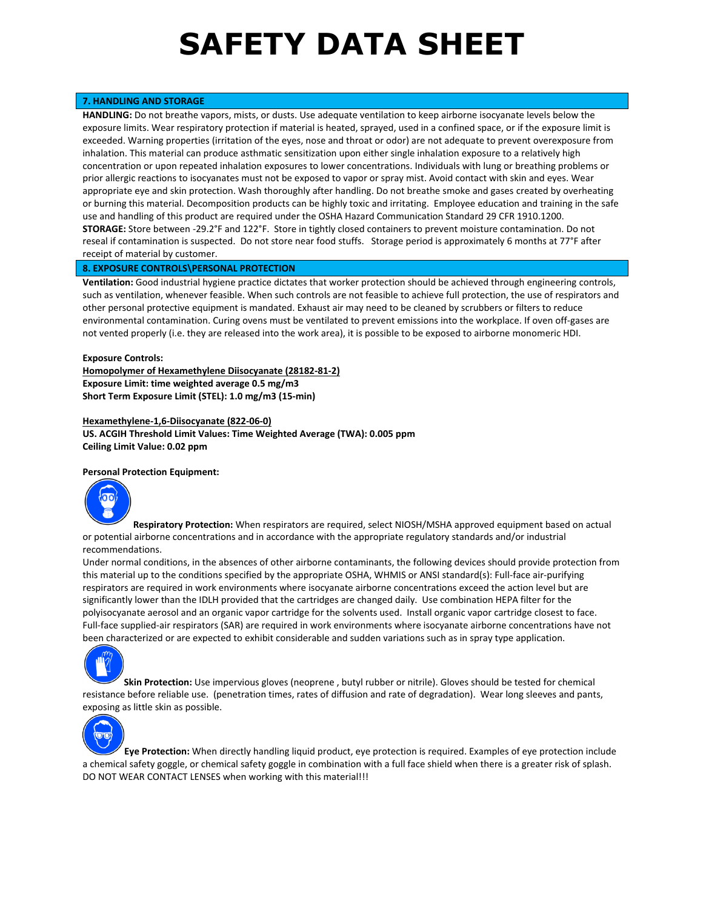# SAFETY DATA SHEET

## 7. HANDLING AND STORAGE

**HANDLING:** Do not breathe vapors, mists, or dusts. Use adequate ventilation to keep airborne isocyanate levels below the exposure limits. Wear respiratory protection if material is heated, sprayed, used in a confined space, or if the exposure limit is exceeded. Warning properties (irritation of the eyes, nose and throat or odor) are not adequate to prevent overexposure from inhalation. This material can produce asthmatic sensitization upon either single inhalation exposure to a relatively high concentration or upon repeated inhalation exposures to lower concentrations. Individuals with lung or breathing problems or prior allergic reactions to isocyanates must not be exposed to vapor or spray mist. Avoid contact with skin and eyes. Wear appropriate eye and skin protection. Wash thoroughly after handling. Do not breathe smoke and gases created by overheating or burning this material. Decomposition products can be highly toxic and irritating. Employee education and training in the safe use and handling of this product are required under the OSHA Hazard Communication Standard 29 CFR 1910.1200.

**STORAGE:** Store between -29.2°F and 122°F. Store in tightly closed containers to prevent moisture contamination. Do not reseal if contamination is suspected. Do not store near food stuffs. Storage period is approximately 6 months at 77°F after receipt of material by customer.

## 8. EXPOSURE CONTROLS\PERSONAL PROTECTION

**Ventilation:** Good industrial hygiene practice dictates that worker protection should be achieved through engineering controls, such as ventilation, whenever feasible. When such controls are not feasible to achieve full protection, the use of respirators and other personal protective equipment is mandated. Exhaust air may need to be cleaned by scrubbers or filters to reduce environmental contamination. Curing ovens must be ventilated to prevent emissions into the workplace. If oven off-gases are not vented properly (i.e. they are released into the work area), it is possible to be exposed to airborne monomeric HDI.

**Exposure Controls:**

**Homopolymer of Hexamethylene Diisocyanate (28182-81-2)**
**Exposure Limit: time weighted average 0.5 mg/m3**
**Short Term Exposure Limit (STEL): 1.0 mg/m3 (15-min)**

**Hexamethylene-1,6-Diisocyanate (822-06-0)**
**US. ACGIH Threshold Limit Values: Time Weighted Average (TWA): 0.005 ppm**
**Ceiling Limit Value: 0.02 ppm**

**Personal Protection Equipment:**

**Respiratory Protection:** When respirators are required, select NIOSH/MSHA approved equipment based on actual or potential airborne concentrations and in accordance with the appropriate regulatory standards and/or industrial recommendations.

Under normal conditions, in the absences of other airborne contaminants, the following devices should provide protection from this material up to the conditions specified by the appropriate OSHA, WHMIS or ANSI standard(s): Full-face air-purifying respirators are required in work environments where isocyanate airborne concentrations exceed the action level but are significantly lower than the IDLH provided that the cartridges are changed daily. Use combination HEPA filter for the polyisocyanate aerosol and an organic vapor cartridge for the solvents used. Install organic vapor cartridge closest to face. Full-face supplied-air respirators (SAR) are required in work environments where isocyanate airborne concentrations have not been characterized or are expected to exhibit considerable and sudden variations such as in spray type application.

**Skin Protection:** Use impervious gloves (neoprene , butyl rubber or nitrile). Gloves should be tested for chemical resistance before reliable use. (penetration times, rates of diffusion and rate of degradation). Wear long sleeves and pants, exposing as little skin as possible.

**Eye Protection:** When directly handling liquid product, eye protection is required. Examples of eye protection include a chemical safety goggle, or chemical safety goggle in combination with a full face shield when there is a greater risk of splash. DO NOT WEAR CONTACT LENSES when working with this material!!!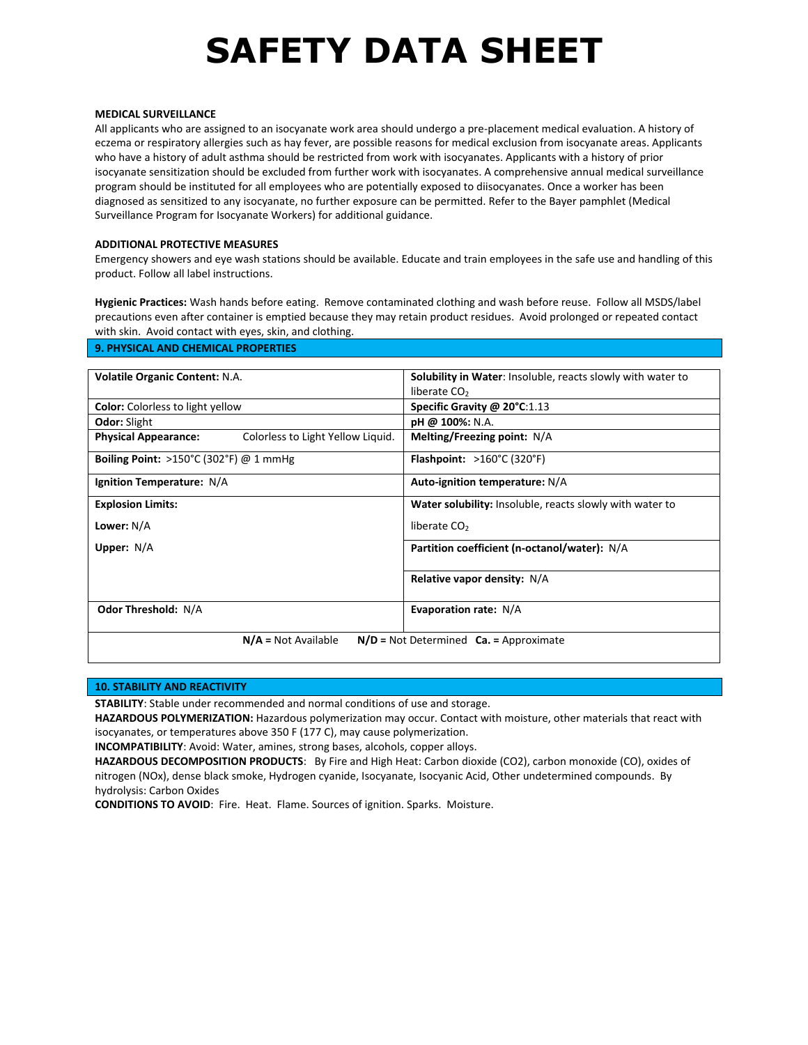# SAFETY DATA SHEET

**MEDICAL SURVEILLANCE**

All applicants who are assigned to an isocyanate work area should undergo a pre-placement medical evaluation. A history of eczema or respiratory allergies such as hay fever, are possible reasons for medical exclusion from isocyanate areas. Applicants who have a history of adult asthma should be restricted from work with isocyanates. Applicants with a history of prior isocyanate sensitization should be excluded from further work with isocyanates. A comprehensive annual medical surveillance program should be instituted for all employees who are potentially exposed to diisocyanates. Once a worker has been diagnosed as sensitized to any isocyanate, no further exposure can be permitted. Refer to the Bayer pamphlet (Medical Surveillance Program for Isocyanate Workers) for additional guidance.

**ADDITIONAL PROTECTIVE MEASURES**

Emergency showers and eye wash stations should be available. Educate and train employees in the safe use and handling of this product. Follow all label instructions.

**Hygienic Practices:** Wash hands before eating. Remove contaminated clothing and wash before reuse. Follow all MSDS/label precautions even after container is emptied because they may retain product residues. Avoid prolonged or repeated contact with skin. Avoid contact with eyes, skin, and clothing.

## 9. PHYSICAL AND CHEMICAL PROPERTIES

| | |
|---|---|
| **Volatile Organic Content:** N.A. | **Solubility in Water**: Insoluble, reacts slowly with water to liberate $CO_2$ |
| **Color:** Colorless to light yellow | **Specific Gravity @ 20°C**:1.13 |
| **Odor:** Slight | **pH @ 100%:** N.A. |
| **Physical Appearance:** Colorless to Light Yellow Liquid. | **Melting/Freezing point:** N/A |
| **Boiling Point:** >150°C (302°F) @ 1 mmHg | **Flashpoint:** >160°C (320°F) |
| **Ignition Temperature:** N/A | **Auto-ignition temperature:** N/A |
| **Explosion Limits:** Lower: N/A Upper: N/A | **Water solubility:** Insoluble, reacts slowly with water to liberate $CO_2$ |
| | **Partition coefficient (n-octanol/water):** N/A |
| | **Relative vapor density:** N/A |
| **Odor Threshold:** N/A | **Evaporation rate:** N/A |
| **N/A =** Not Available **N/D =** Not Determined **Ca. =** Approximate | |

## 10. STABILITY AND REACTIVITY

**STABILITY**: Stable under recommended and normal conditions of use and storage.

**HAZARDOUS POLYMERIZATION:** Hazardous polymerization may occur. Contact with moisture, other materials that react with isocyanates, or temperatures above 350 F (177 C), may cause polymerization.

**INCOMPATIBILITY**: Avoid: Water, amines, strong bases, alcohols, copper alloys.

**HAZARDOUS DECOMPOSITION PRODUCTS**: By Fire and High Heat: Carbon dioxide ($CO_2$), carbon monoxide (CO), oxides of nitrogen ($NO_x$), dense black smoke, Hydrogen cyanide, Isocyanate, Isocyanic Acid, Other undetermined compounds. By hydrolysis: Carbon Oxides

**CONDITIONS TO AVOID**: Fire. Heat. Flame. Sources of ignition. Sparks. Moisture.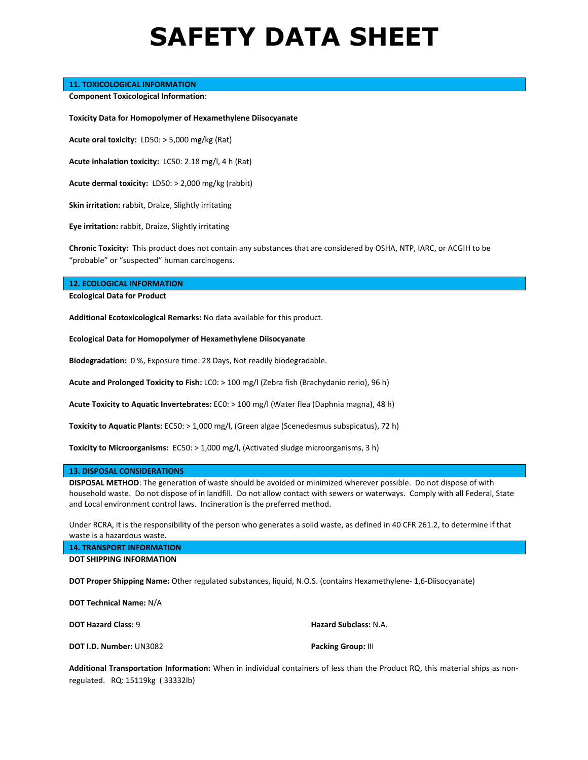# SAFETY DATA SHEET

## 11. TOXICOLOGICAL INFORMATION

**Component Toxicological Information**:

**Toxicity Data for Homopolymer of Hexamethylene Diisocyanate**

**Acute oral toxicity:** LD50: > 5,000 mg/kg (Rat)

**Acute inhalation toxicity:** LC50: 2.18 mg/l, 4 h (Rat)

**Acute dermal toxicity:** LD50: > 2,000 mg/kg (rabbit)

**Skin irritation:** rabbit, Draize, Slightly irritating

**Eye irritation:** rabbit, Draize, Slightly irritating

**Chronic Toxicity:** This product does not contain any substances that are considered by OSHA, NTP, IARC, or ACGIH to be "probable" or "suspected" human carcinogens.

## 12. ECOLOGICAL INFORMATION

**Ecological Data for Product**

**Additional Ecotoxicological Remarks:** No data available for this product.

**Ecological Data for Homopolymer of Hexamethylene Diisocyanate**

**Biodegradation:** 0 %, Exposure time: 28 Days, Not readily biodegradable.

**Acute and Prolonged Toxicity to Fish:** LC0: > 100 mg/l (Zebra fish (Brachydanio rerio), 96 h)

**Acute Toxicity to Aquatic Invertebrates:** EC0: > 100 mg/l (Water flea (Daphnia magna), 48 h)

**Toxicity to Aquatic Plants:** EC50: > 1,000 mg/l, (Green algae (Scenedesmus subspicatus), 72 h)

**Toxicity to Microorganisms:** EC50: > 1,000 mg/l, (Activated sludge microorganisms, 3 h)

## 13. DISPOSAL CONSIDERATIONS

**DISPOSAL METHOD**: The generation of waste should be avoided or minimized wherever possible. Do not dispose of with household waste. Do not dispose of in landfill. Do not allow contact with sewers or waterways. Comply with all Federal, State and Local environment control laws. Incineration is the preferred method.

Under RCRA, it is the responsibility of the person who generates a solid waste, as defined in 40 CFR 261.2, to determine if that waste is a hazardous waste.

## 14. TRANSPORT INFORMATION

**DOT SHIPPING INFORMATION**

**DOT Proper Shipping Name:** Other regulated substances, liquid, N.O.S. (contains Hexamethylene- 1,6-Diisocyanate)

**DOT Technical Name:** N/A

**DOT Hazard Class:** 9

**Hazard Subclass:** N.A.

**DOT I.D. Number:** UN3082

**Packing Group:** III

**Additional Transportation Information:** When in individual containers of less than the Product RQ, this material ships as non-regulated. RQ: 15119kg ( 33332lb)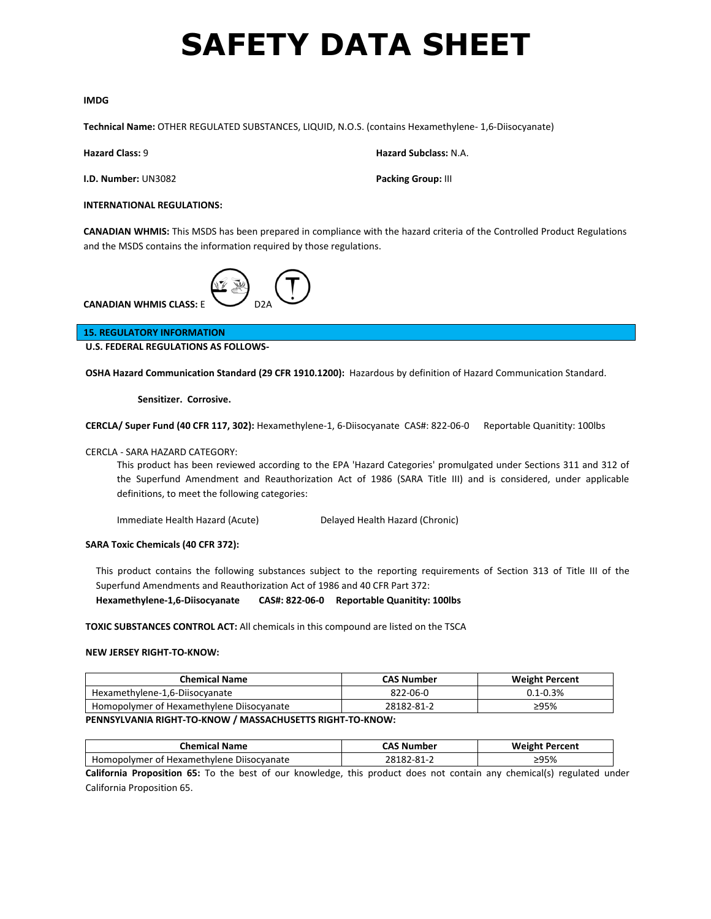# SAFETY DATA SHEET

**IMDG**

**Technical Name:** OTHER REGULATED SUBSTANCES, LIQUID, N.O.S. (contains Hexamethylene- 1,6-Diisocyanate)

**Hazard Class:** 9

**Hazard Subclass:** N.A.

**I.D. Number:** UN3082

**Packing Group:** III

**INTERNATIONAL REGULATIONS:**

**CANADIAN WHMIS:** This MSDS has been prepared in compliance with the hazard criteria of the Controlled Product Regulations and the MSDS contains the information required by those regulations.

**CANADIAN WHMIS CLASS:** E D2A

## 15. REGULATORY INFORMATION

**U.S. FEDERAL REGULATIONS AS FOLLOWS-**

**OSHA Hazard Communication Standard (29 CFR 1910.1200):** Hazardous by definition of Hazard Communication Standard.

**Sensitizer. Corrosive.**

**CERCLA/ Super Fund (40 CFR 117, 302):** Hexamethylene-1, 6-Diisocyanate CAS#: 822-06-0 Reportable Quanitity: 100lbs

CERCLA - SARA HAZARD CATEGORY:

This product has been reviewed according to the EPA 'Hazard Categories' promulgated under Sections 311 and 312 of the Superfund Amendment and Reauthorization Act of 1986 (SARA Title III) and is considered, under applicable definitions, to meet the following categories:

Immediate Health Hazard (Acute) Delayed Health Hazard (Chronic)

**SARA Toxic Chemicals (40 CFR 372):**

This product contains the following substances subject to the reporting requirements of Section 313 of Title III of the Superfund Amendments and Reauthorization Act of 1986 and 40 CFR Part 372:

**Hexamethylene-1,6-Diisocyanate CAS#: 822-06-0 Reportable Quanitity: 100lbs**

**TOXIC SUBSTANCES CONTROL ACT:** All chemicals in this compound are listed on the TSCA

**NEW JERSEY RIGHT-TO-KNOW:**

| Chemical Name | CAS Number | Weight Percent |
|---|---|---|
| Hexamethylene-1,6-Diisocyanate | 822-06-0 | 0.1-0.3% |
| Homopolymer of Hexamethylene Diisocyanate | 28182-81-2 | ≥95% |

**PENNSYLVANIA RIGHT-TO-KNOW / MASSACHUSETTS RIGHT-TO-KNOW:**

| Chemical Name | CAS Number | Weight Percent |
|---|---|---|
| Homopolymer of Hexamethylene Diisocyanate | 28182-81-2 | ≥95% |

**California Proposition 65:** To the best of our knowledge, this product does not contain any chemical(s) regulated under California Proposition 65.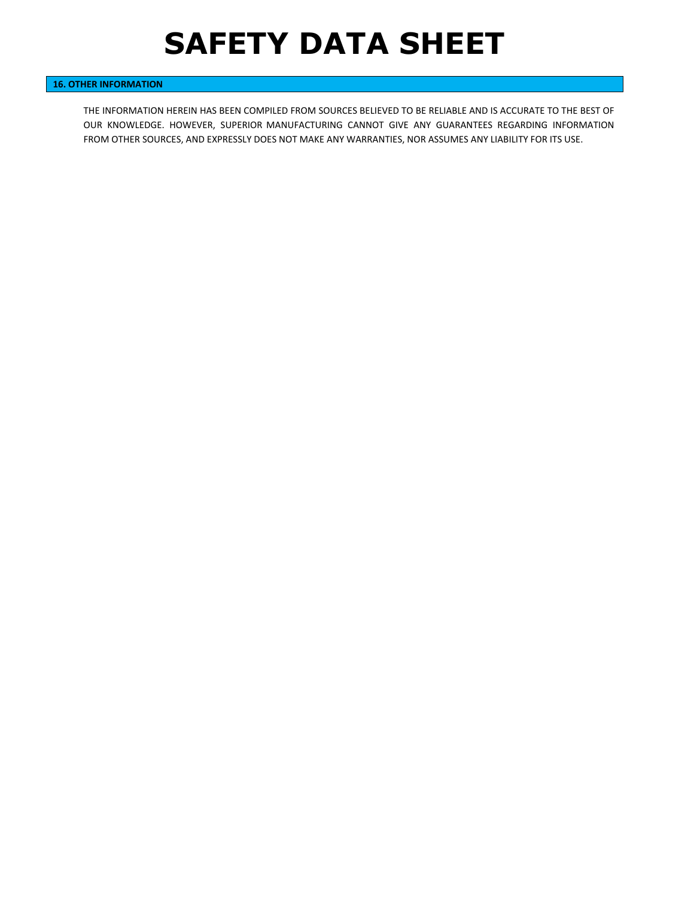# SAFETY DATA SHEET

## 16. OTHER INFORMATION

THE INFORMATION HEREIN HAS BEEN COMPILED FROM SOURCES BELIEVED TO BE RELIABLE AND IS ACCURATE TO THE BEST OF OUR KNOWLEDGE. HOWEVER, SUPERIOR MANUFACTURING CANNOT GIVE ANY GUARANTEES REGARDING INFORMATION FROM OTHER SOURCES, AND EXPRESSLY DOES NOT MAKE ANY WARRANTIES, NOR ASSUMES ANY LIABILITY FOR ITS USE.